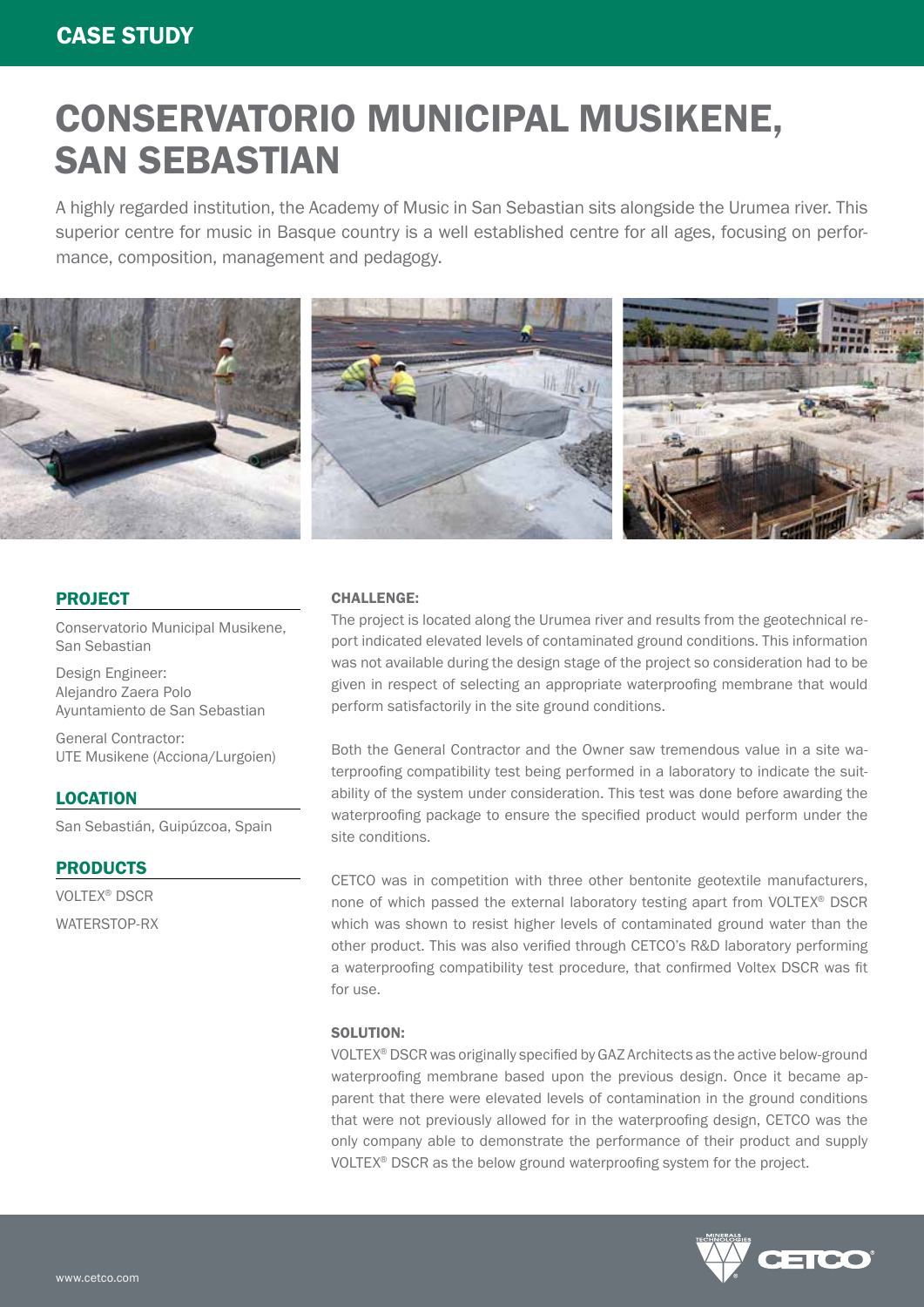CASE STUDY

# CONSERVATORIO MUNICIPAL MUSIKENE, SAN SEBASTIAN

A highly regarded institution, the Academy of Music in San Sebastian sits alongside the Urumea river. This superior centre for music in Basque country is a well established centre for all ages, focusing on performance, composition, management and pedagogy.

## PROJECT

Conservatorio Municipal Musikene, San Sebastian

Design Engineer:
Alejandro Zaera Polo
Ayuntamiento de San Sebastian

General Contractor:
UTE Musikene (Acciona/Lurgoien)

## LOCATION

San Sebastián, Guipúzcoa, Spain

## PRODUCTS

VOLTEX® DSCR

WATERSTOP-RX

### CHALLENGE:

The project is located along the Urumea river and results from the geotechnical report indicated elevated levels of contaminated ground conditions. This information was not available during the design stage of the project so consideration had to be given in respect of selecting an appropriate waterproofing membrane that would perform satisfactorily in the site ground conditions.

Both the General Contractor and the Owner saw tremendous value in a site waterproofing compatibility test being performed in a laboratory to indicate the suitability of the system under consideration. This test was done before awarding the waterproofing package to ensure the specified product would perform under the site conditions.

CETCO was in competition with three other bentonite geotextile manufacturers, none of which passed the external laboratory testing apart from VOLTEX® DSCR which was shown to resist higher levels of contaminated ground water than the other product. This was also verified through CETCO's R&D laboratory performing a waterproofing compatibility test procedure, that confirmed Voltex DSCR was fit for use.

### SOLUTION:

VOLTEX® DSCR was originally specified by GAZ Architects as the active below-ground waterproofing membrane based upon the previous design. Once it became apparent that there were elevated levels of contamination in the ground conditions that were not previously allowed for in the waterproofing design, CETCO was the only company able to demonstrate the performance of their product and supply VOLTEX® DSCR as the below ground waterproofing system for the project.

www.cetco.com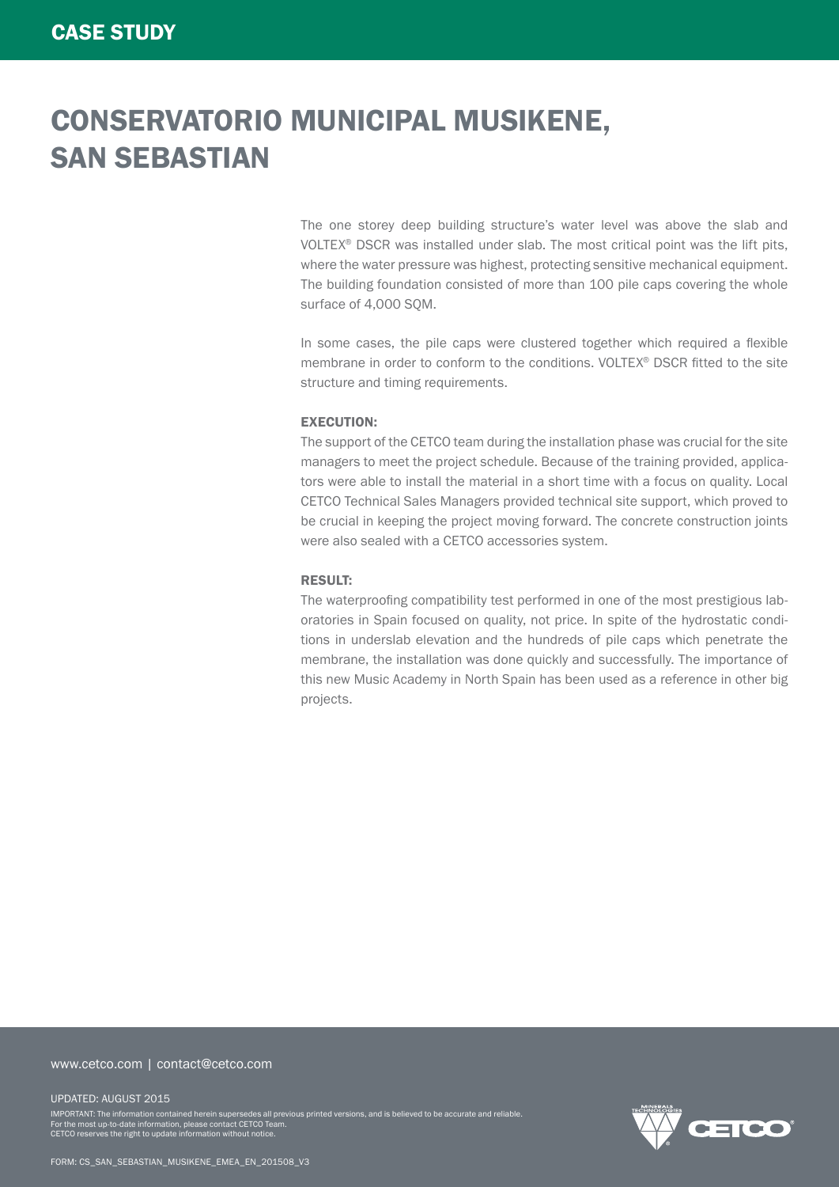# CONSERVATORIO MUNICIPAL MUSIKENE, SAN SEBASTIAN

The one storey deep building structure's water level was above the slab and VOLTEX® DSCR was installed under slab. The most critical point was the lift pits, where the water pressure was highest, protecting sensitive mechanical equipment. The building foundation consisted of more than 100 pile caps covering the whole surface of 4,000 SQM.

In some cases, the pile caps were clustered together which required a flexible membrane in order to conform to the conditions. VOLTEX® DSCR fitted to the site structure and timing requirements.

### EXECUTION:

The support of the CETCO team during the installation phase was crucial for the site managers to meet the project schedule. Because of the training provided, applicators were able to install the material in a short time with a focus on quality. Local CETCO Technical Sales Managers provided technical site support, which proved to be crucial in keeping the project moving forward. The concrete construction joints were also sealed with a CETCO accessories system.

### RESULT:

The waterproofing compatibility test performed in one of the most prestigious laboratories in Spain focused on quality, not price. In spite of the hydrostatic conditions in underslab elevation and the hundreds of pile caps which penetrate the membrane, the installation was done quickly and successfully. The importance of this new Music Academy in North Spain has been used as a reference in other big projects.

www.cetco.com | contact@cetco.com

UPDATED: AUGUST 2015

IMPORTANT: The information contained herein supersedes all previous printed versions, and is believed to be accurate and reliable. For the most up-to-date information, please contact CETCO Team. CETCO reserves the right to update information without notice.

FORM: CS_SAN_SEBASTIAN_MUSIKENE_EMEA_EN_201508_V3